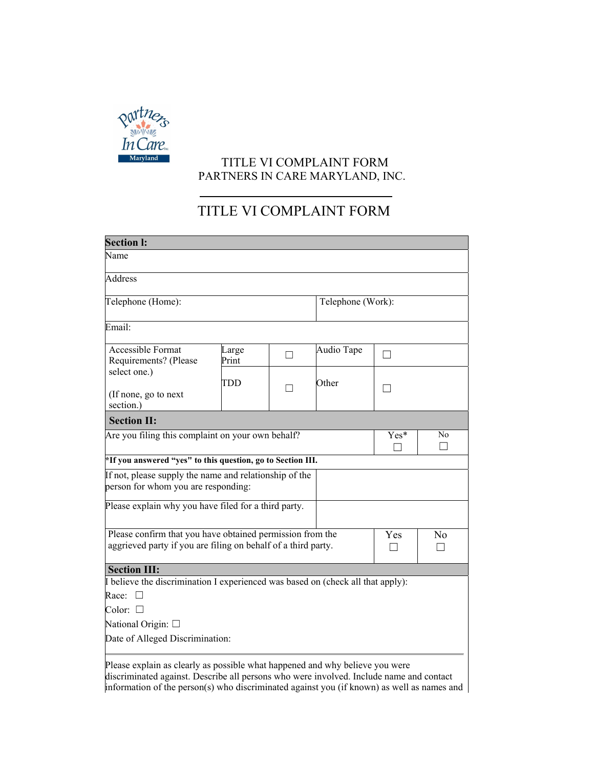# TITLE VI COMPLAINT FORM
## PARTNERS IN CARE MARYLAND, INC.

---

# TITLE VI COMPLAINT FORM

| **Section I:** | | | | | |
|---|---|---|---|---|---|
| Name | | | | | |
| Address | | | | | |
| Telephone (Home): | | | Telephone (Work): | | |
| Email: | | | | | |
| Accessible Format Requirements? (Please select one.) (If none, go to next section.) | Large Print | ☐ | Audio Tape | ☐ | |
| | TDD | ☐ | Other | ☐ | |
| **Section II:** | | | | | |
| Are you filing this complaint on your own behalf? | | | | Yes* ☐ | No ☐ |
| ***If you answered "yes" to this question, go to Section III.** | | | | | |
| If not, please supply the name and relationship of the person for whom you are responding: | | | | | |
| Please explain why you have filed for a third party. | | | | | |
| Please confirm that you have obtained permission from the aggrieved party if you are filing on behalf of a third party. | | | | Yes ☐ | No ☐ |
| **Section III:** | | | | | |

I believe the discrimination I experienced was based on (check all that apply):

Race: ☐

Color: ☐

National Origin: ☐

Date of Alleged Discrimination:

---

Please explain as clearly as possible what happened and why believe you were discriminated against. Describe all persons who were involved. Include name and contact information of the person(s) who discriminated against you (if known) as well as names and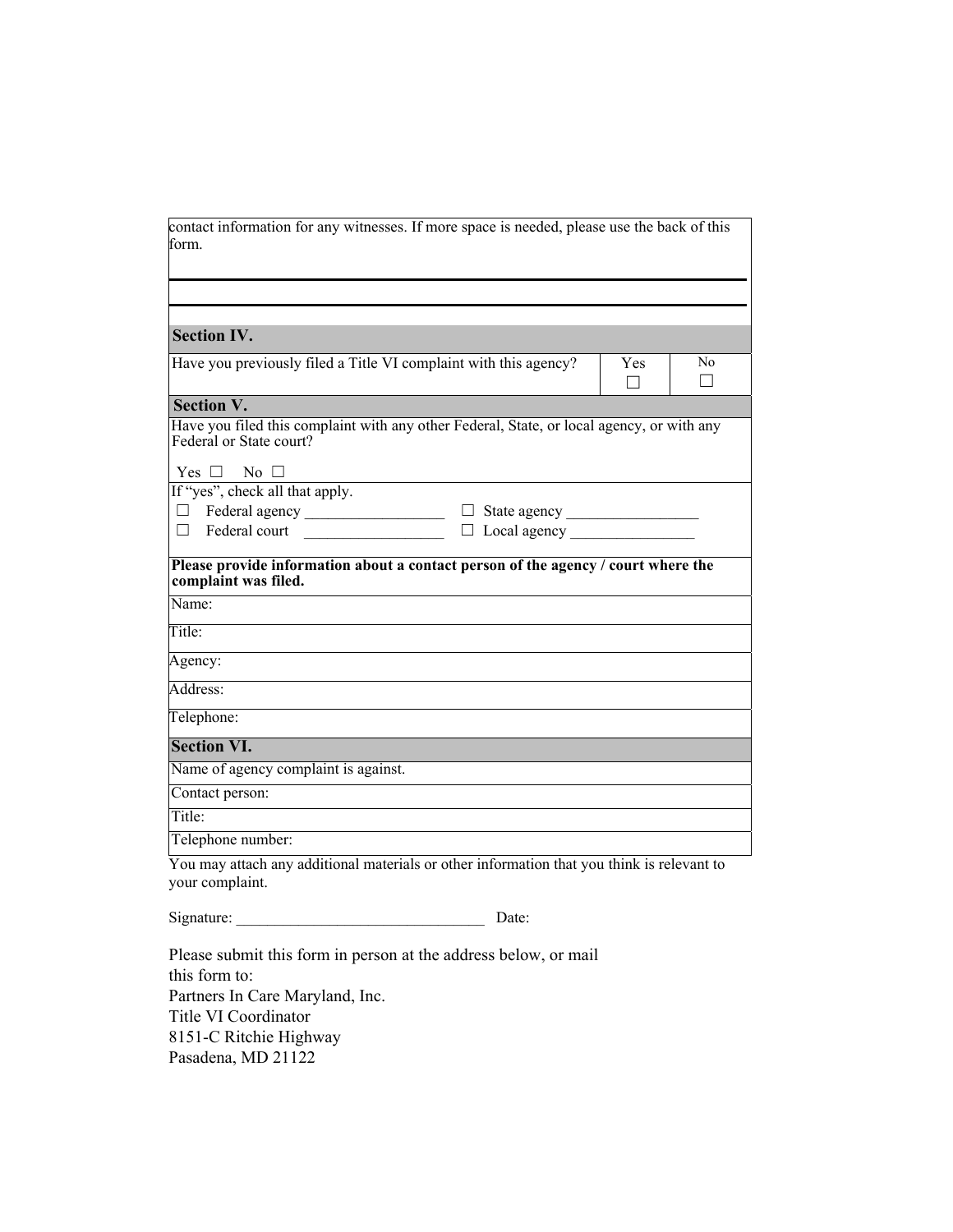contact information for any witnesses. If more space is needed, please use the back of this form.

______________________________________________________________________________

______________________________________________________________________________

### Section IV.

| Have you previously filed a Title VI complaint with this agency? | Yes ☐ | No ☐ |
|---|---|---|

### Section V.

Have you filed this complaint with any other Federal, State, or local agency, or with any Federal or State court?

Yes ☐ No ☐

If "yes", check all that apply.

☐ Federal agency __________________ ☐ State agency _________________

☐ Federal court __________________ ☐ Local agency ________________

**Please provide information about a contact person of the agency / court where the complaint was filed.**

| |
|---|
| Name: |
| Title: |
| Agency: |
| Address: |
| Telephone: |

### Section VI.

| |
|---|
| Name of agency complaint is against. |
| Contact person: |
| Title: |
| Telephone number: |

You may attach any additional materials or other information that you think is relevant to your complaint.

Signature: ________________________________ Date:

Please submit this form in person at the address below, or mail this form to:

Partners In Care Maryland, Inc.
Title VI Coordinator
8151-C Ritchie Highway
Pasadena, MD 21122